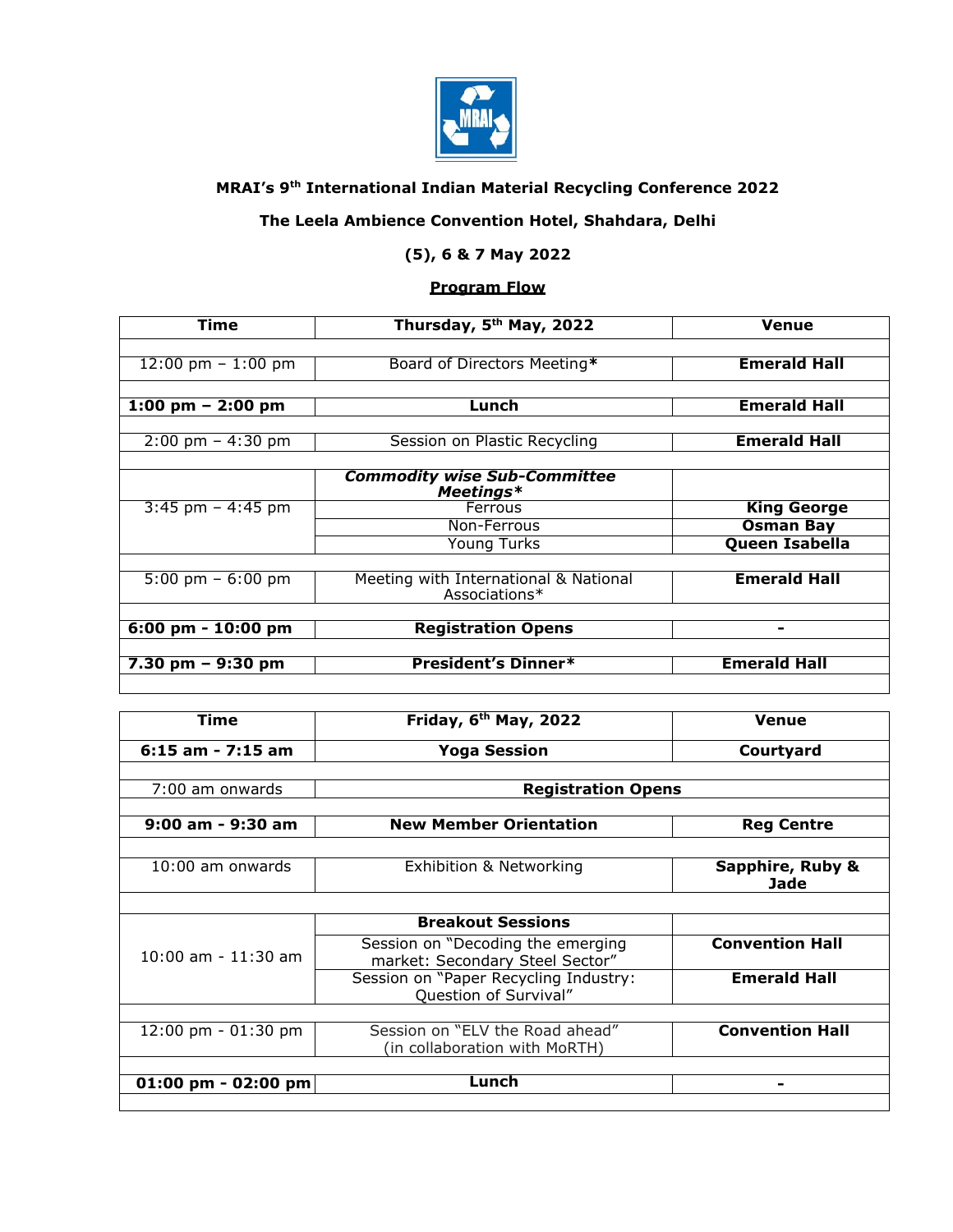**MRAI's 9th International Indian Material Recycling Conference 2022**

**The Leela Ambience Convention Hotel, Shahdara, Delhi**

**(5), 6 & 7 May 2022**

**Program Flow**

| Time | Thursday, 5th May, 2022 | Venue |
|---|---|---|
| 12:00 pm – 1:00 pm | Board of Directors Meeting* | **Emerald Hall** |
| **1:00 pm – 2:00 pm** | **Lunch** | **Emerald Hall** |
| 2:00 pm – 4:30 pm | Session on Plastic Recycling | **Emerald Hall** |
| 3:45 pm – 4:45 pm | ***Commodity wise Sub-Committee Meetings**** | |
| | Ferrous | **King George** |
| | Non-Ferrous | **Osman Bay** |
| | Young Turks | **Queen Isabella** |
| 5:00 pm – 6:00 pm | Meeting with International & National Associations* | **Emerald Hall** |
| **6:00 pm - 10:00 pm** | **Registration Opens** | **-** |
| **7.30 pm – 9:30 pm** | **President's Dinner*** | **Emerald Hall** |

| Time | Friday, 6th May, 2022 | Venue |
|---|---|---|
| **6:15 am - 7:15 am** | **Yoga Session** | **Courtyard** |
| 7:00 am onwards | **Registration Opens** | |
| **9:00 am - 9:30 am** | **New Member Orientation** | **Reg Centre** |
| 10:00 am onwards | Exhibition & Networking | **Sapphire, Ruby & Jade** |
| 10:00 am - 11:30 am | **Breakout Sessions** | |
| | Session on "Decoding the emerging market: Secondary Steel Sector" | **Convention Hall** |
| | Session on "Paper Recycling Industry: Question of Survival" | **Emerald Hall** |
| 12:00 pm - 01:30 pm | Session on "ELV the Road ahead" (in collaboration with MoRTH) | **Convention Hall** |
| **01:00 pm - 02:00 pm** | **Lunch** | **-** |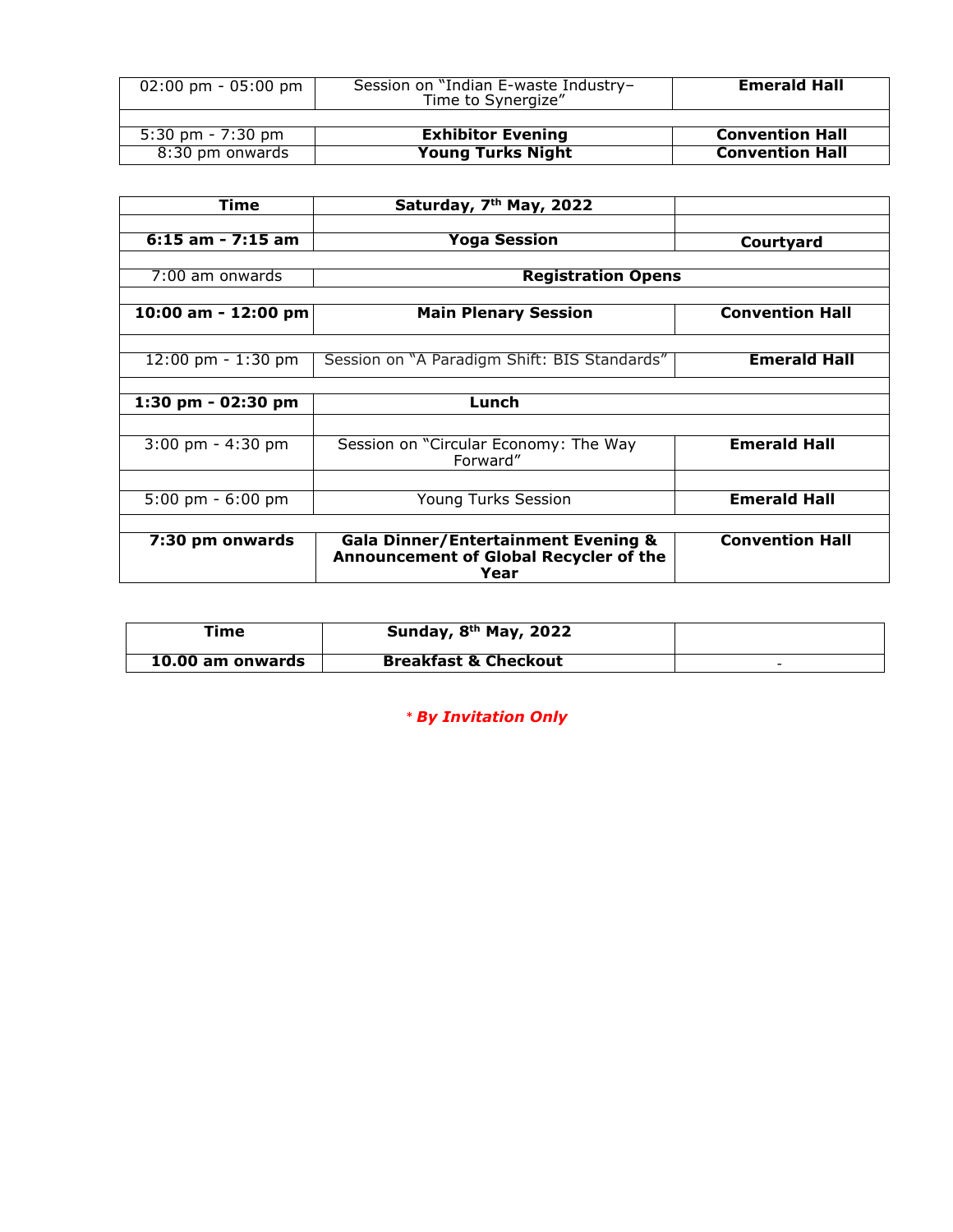| | | |
|---|---|---|
| 02:00 pm - 05:00 pm | Session on "Indian E-waste Industry– Time to Synergize" | **Emerald Hall** |
| | | |
| 5:30 pm - 7:30 pm | **Exhibitor Evening** | **Convention Hall** |
| 8:30 pm onwards | **Young Turks Night** | **Convention Hall** |

| **Time** | **Saturday, 7th May, 2022** | |
|---|---|---|
| | | |
| **6:15 am - 7:15 am** | **Yoga Session** | **Courtyard** |
| | | |
| 7:00 am onwards | **Registration Opens** | |
| | | |
| **10:00 am - 12:00 pm** | **Main Plenary Session** | **Convention Hall** |
| | | |
| 12:00 pm - 1:30 pm | Session on "A Paradigm Shift: BIS Standards" | **Emerald Hall** |
| | | |
| **1:30 pm - 02:30 pm** | **Lunch** | |
| | | |
| 3:00 pm - 4:30 pm | Session on "Circular Economy: The Way Forward" | **Emerald Hall** |
| | | |
| 5:00 pm - 6:00 pm | Young Turks Session | **Emerald Hall** |
| | | |
| **7:30 pm onwards** | **Gala Dinner/Entertainment Evening & Announcement of Global Recycler of the Year** | **Convention Hall** |

| **Time** | **Sunday, 8th May, 2022** | |
|---|---|---|
| **10.00 am onwards** | **Breakfast & Checkout** | - |

***\* By Invitation Only***